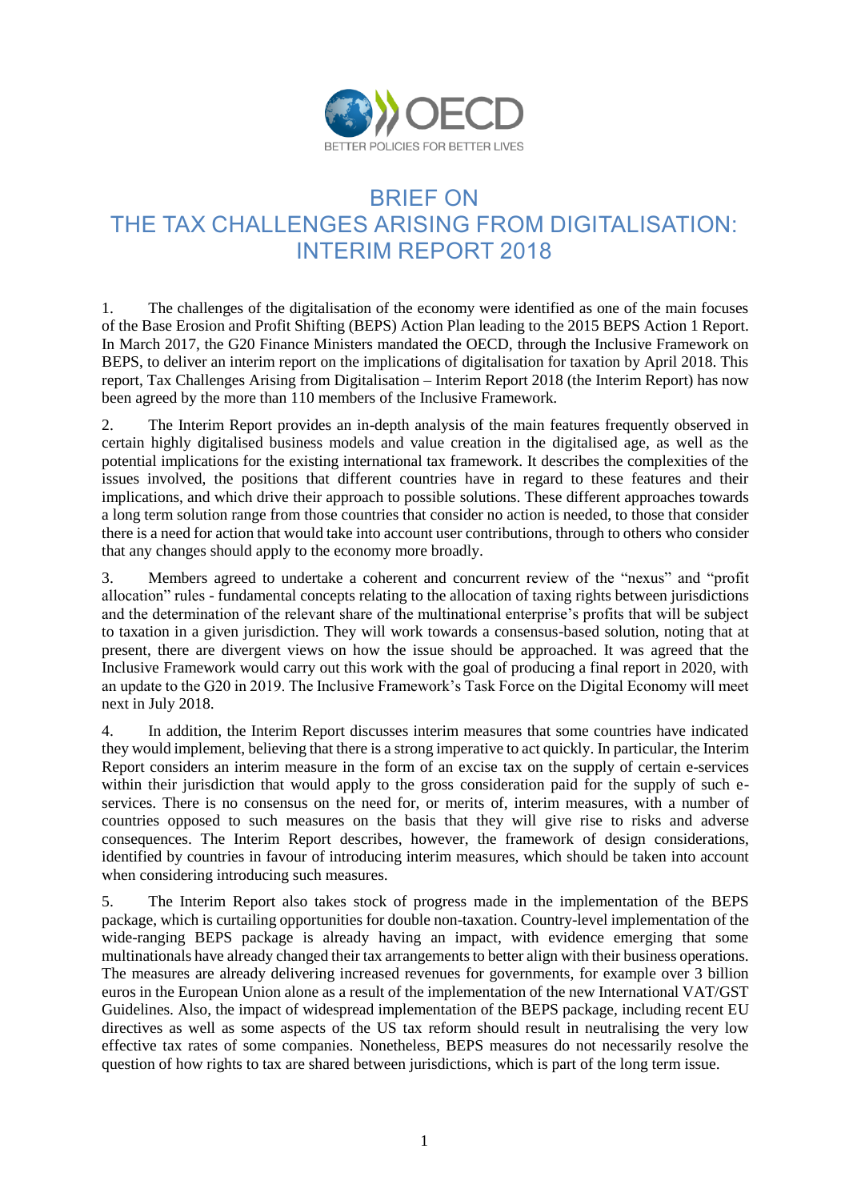# BRIEF ON THE TAX CHALLENGES ARISING FROM DIGITALISATION: INTERIM REPORT 2018

1. The challenges of the digitalisation of the economy were identified as one of the main focuses of the Base Erosion and Profit Shifting (BEPS) Action Plan leading to the 2015 BEPS Action 1 Report. In March 2017, the G20 Finance Ministers mandated the OECD, through the Inclusive Framework on BEPS, to deliver an interim report on the implications of digitalisation for taxation by April 2018. This report, Tax Challenges Arising from Digitalisation – Interim Report 2018 (the Interim Report) has now been agreed by the more than 110 members of the Inclusive Framework.

2. The Interim Report provides an in-depth analysis of the main features frequently observed in certain highly digitalised business models and value creation in the digitalised age, as well as the potential implications for the existing international tax framework. It describes the complexities of the issues involved, the positions that different countries have in regard to these features and their implications, and which drive their approach to possible solutions. These different approaches towards a long term solution range from those countries that consider no action is needed, to those that consider there is a need for action that would take into account user contributions, through to others who consider that any changes should apply to the economy more broadly.

3. Members agreed to undertake a coherent and concurrent review of the "nexus" and "profit allocation" rules - fundamental concepts relating to the allocation of taxing rights between jurisdictions and the determination of the relevant share of the multinational enterprise's profits that will be subject to taxation in a given jurisdiction. They will work towards a consensus-based solution, noting that at present, there are divergent views on how the issue should be approached. It was agreed that the Inclusive Framework would carry out this work with the goal of producing a final report in 2020, with an update to the G20 in 2019. The Inclusive Framework's Task Force on the Digital Economy will meet next in July 2018.

4. In addition, the Interim Report discusses interim measures that some countries have indicated they would implement, believing that there is a strong imperative to act quickly. In particular, the Interim Report considers an interim measure in the form of an excise tax on the supply of certain e-services within their jurisdiction that would apply to the gross consideration paid for the supply of such e-services. There is no consensus on the need for, or merits of, interim measures, with a number of countries opposed to such measures on the basis that they will give rise to risks and adverse consequences. The Interim Report describes, however, the framework of design considerations, identified by countries in favour of introducing interim measures, which should be taken into account when considering introducing such measures.

5. The Interim Report also takes stock of progress made in the implementation of the BEPS package, which is curtailing opportunities for double non-taxation. Country-level implementation of the wide-ranging BEPS package is already having an impact, with evidence emerging that some multinationals have already changed their tax arrangements to better align with their business operations. The measures are already delivering increased revenues for governments, for example over 3 billion euros in the European Union alone as a result of the implementation of the new International VAT/GST Guidelines. Also, the impact of widespread implementation of the BEPS package, including recent EU directives as well as some aspects of the US tax reform should result in neutralising the very low effective tax rates of some companies. Nonetheless, BEPS measures do not necessarily resolve the question of how rights to tax are shared between jurisdictions, which is part of the long term issue.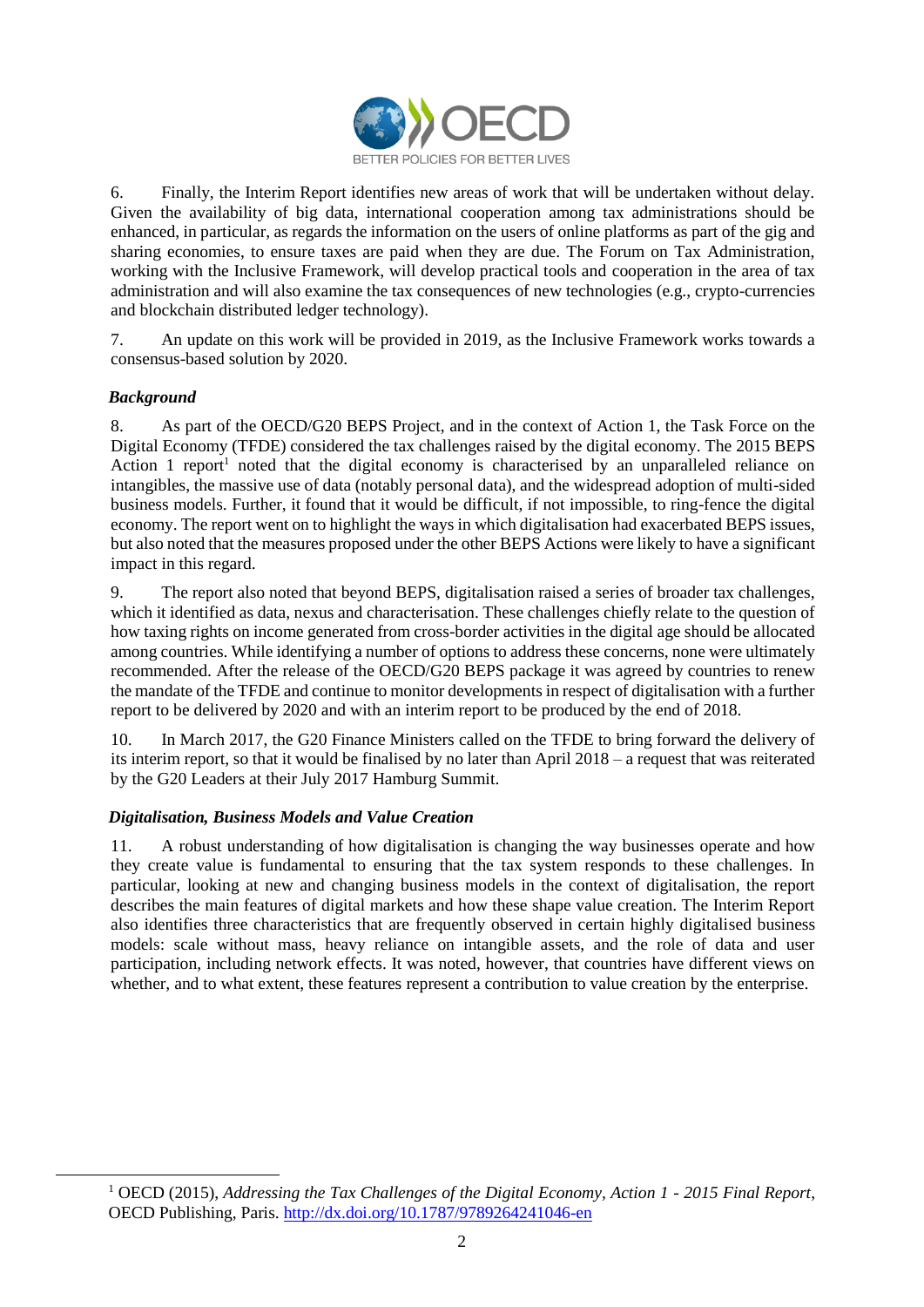6. Finally, the Interim Report identifies new areas of work that will be undertaken without delay. Given the availability of big data, international cooperation among tax administrations should be enhanced, in particular, as regards the information on the users of online platforms as part of the gig and sharing economies, to ensure taxes are paid when they are due. The Forum on Tax Administration, working with the Inclusive Framework, will develop practical tools and cooperation in the area of tax administration and will also examine the tax consequences of new technologies (e.g., crypto-currencies and blockchain distributed ledger technology).

7. An update on this work will be provided in 2019, as the Inclusive Framework works towards a consensus-based solution by 2020.

***Background***

8. As part of the OECD/G20 BEPS Project, and in the context of Action 1, the Task Force on the Digital Economy (TFDE) considered the tax challenges raised by the digital economy. The 2015 BEPS Action 1 report[1] noted that the digital economy is characterised by an unparalleled reliance on intangibles, the massive use of data (notably personal data), and the widespread adoption of multi-sided business models. Further, it found that it would be difficult, if not impossible, to ring-fence the digital economy. The report went on to highlight the ways in which digitalisation had exacerbated BEPS issues, but also noted that the measures proposed under the other BEPS Actions were likely to have a significant impact in this regard.

9. The report also noted that beyond BEPS, digitalisation raised a series of broader tax challenges, which it identified as data, nexus and characterisation. These challenges chiefly relate to the question of how taxing rights on income generated from cross-border activities in the digital age should be allocated among countries. While identifying a number of options to address these concerns, none were ultimately recommended. After the release of the OECD/G20 BEPS package it was agreed by countries to renew the mandate of the TFDE and continue to monitor developments in respect of digitalisation with a further report to be delivered by 2020 and with an interim report to be produced by the end of 2018.

10. In March 2017, the G20 Finance Ministers called on the TFDE to bring forward the delivery of its interim report, so that it would be finalised by no later than April 2018 – a request that was reiterated by the G20 Leaders at their July 2017 Hamburg Summit.

***Digitalisation, Business Models and Value Creation***

11. A robust understanding of how digitalisation is changing the way businesses operate and how they create value is fundamental to ensuring that the tax system responds to these challenges. In particular, looking at new and changing business models in the context of digitalisation, the report describes the main features of digital markets and how these shape value creation. The Interim Report also identifies three characteristics that are frequently observed in certain highly digitalised business models: scale without mass, heavy reliance on intangible assets, and the role of data and user participation, including network effects. It was noted, however, that countries have different views on whether, and to what extent, these features represent a contribution to value creation by the enterprise.

---

[1] OECD (2015), *Addressing the Tax Challenges of the Digital Economy, Action 1 - 2015 Final Report*, OECD Publishing, Paris. http://dx.doi.org/10.1787/9789264241046-en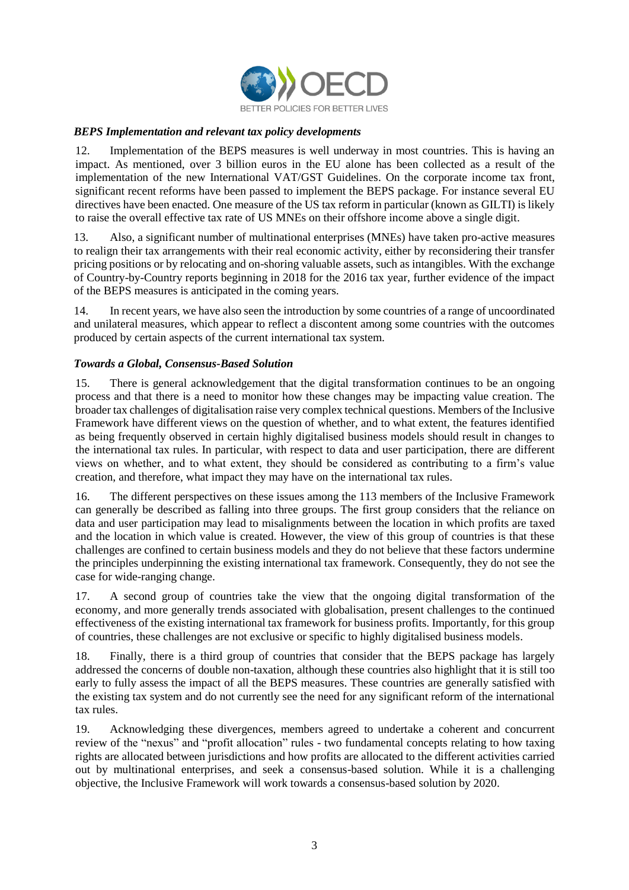### *BEPS Implementation and relevant tax policy developments*

12. Implementation of the BEPS measures is well underway in most countries. This is having an impact. As mentioned, over 3 billion euros in the EU alone has been collected as a result of the implementation of the new International VAT/GST Guidelines. On the corporate income tax front, significant recent reforms have been passed to implement the BEPS package. For instance several EU directives have been enacted. One measure of the US tax reform in particular (known as GILTI) is likely to raise the overall effective tax rate of US MNEs on their offshore income above a single digit.

13. Also, a significant number of multinational enterprises (MNEs) have taken pro-active measures to realign their tax arrangements with their real economic activity, either by reconsidering their transfer pricing positions or by relocating and on-shoring valuable assets, such as intangibles. With the exchange of Country-by-Country reports beginning in 2018 for the 2016 tax year, further evidence of the impact of the BEPS measures is anticipated in the coming years.

14. In recent years, we have also seen the introduction by some countries of a range of uncoordinated and unilateral measures, which appear to reflect a discontent among some countries with the outcomes produced by certain aspects of the current international tax system.

### *Towards a Global, Consensus-Based Solution*

15. There is general acknowledgement that the digital transformation continues to be an ongoing process and that there is a need to monitor how these changes may be impacting value creation. The broader tax challenges of digitalisation raise very complex technical questions. Members of the Inclusive Framework have different views on the question of whether, and to what extent, the features identified as being frequently observed in certain highly digitalised business models should result in changes to the international tax rules. In particular, with respect to data and user participation, there are different views on whether, and to what extent, they should be considered as contributing to a firm's value creation, and therefore, what impact they may have on the international tax rules.

16. The different perspectives on these issues among the 113 members of the Inclusive Framework can generally be described as falling into three groups. The first group considers that the reliance on data and user participation may lead to misalignments between the location in which profits are taxed and the location in which value is created. However, the view of this group of countries is that these challenges are confined to certain business models and they do not believe that these factors undermine the principles underpinning the existing international tax framework. Consequently, they do not see the case for wide-ranging change.

17. A second group of countries take the view that the ongoing digital transformation of the economy, and more generally trends associated with globalisation, present challenges to the continued effectiveness of the existing international tax framework for business profits. Importantly, for this group of countries, these challenges are not exclusive or specific to highly digitalised business models.

18. Finally, there is a third group of countries that consider that the BEPS package has largely addressed the concerns of double non-taxation, although these countries also highlight that it is still too early to fully assess the impact of all the BEPS measures. These countries are generally satisfied with the existing tax system and do not currently see the need for any significant reform of the international tax rules.

19. Acknowledging these divergences, members agreed to undertake a coherent and concurrent review of the "nexus" and "profit allocation" rules - two fundamental concepts relating to how taxing rights are allocated between jurisdictions and how profits are allocated to the different activities carried out by multinational enterprises, and seek a consensus-based solution. While it is a challenging objective, the Inclusive Framework will work towards a consensus-based solution by 2020.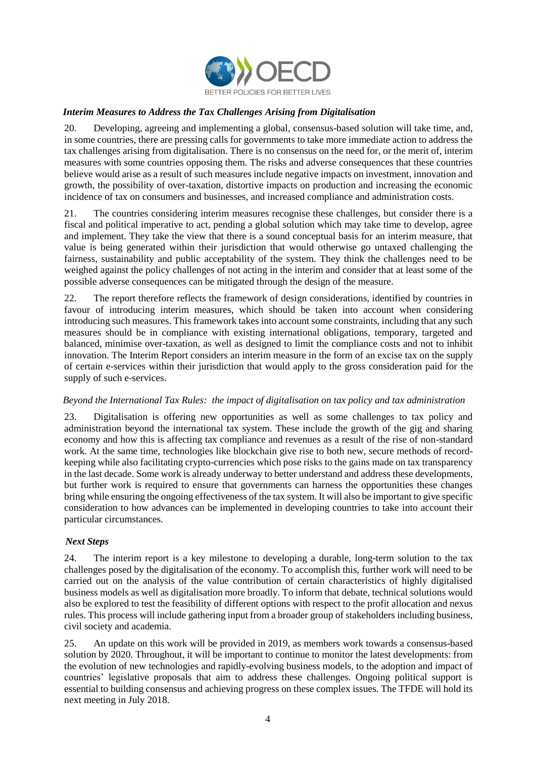### *Interim Measures to Address the Tax Challenges Arising from Digitalisation*

20. Developing, agreeing and implementing a global, consensus-based solution will take time, and, in some countries, there are pressing calls for governments to take more immediate action to address the tax challenges arising from digitalisation. There is no consensus on the need for, or the merit of, interim measures with some countries opposing them. The risks and adverse consequences that these countries believe would arise as a result of such measures include negative impacts on investment, innovation and growth, the possibility of over-taxation, distortive impacts on production and increasing the economic incidence of tax on consumers and businesses, and increased compliance and administration costs.

21. The countries considering interim measures recognise these challenges, but consider there is a fiscal and political imperative to act, pending a global solution which may take time to develop, agree and implement. They take the view that there is a sound conceptual basis for an interim measure, that value is being generated within their jurisdiction that would otherwise go untaxed challenging the fairness, sustainability and public acceptability of the system. They think the challenges need to be weighed against the policy challenges of not acting in the interim and consider that at least some of the possible adverse consequences can be mitigated through the design of the measure.

22. The report therefore reflects the framework of design considerations, identified by countries in favour of introducing interim measures, which should be taken into account when considering introducing such measures. This framework takes into account some constraints, including that any such measures should be in compliance with existing international obligations, temporary, targeted and balanced, minimise over-taxation, as well as designed to limit the compliance costs and not to inhibit innovation. The Interim Report considers an interim measure in the form of an excise tax on the supply of certain e-services within their jurisdiction that would apply to the gross consideration paid for the supply of such e-services.

### *Beyond the International Tax Rules: the impact of digitalisation on tax policy and tax administration*

23. Digitalisation is offering new opportunities as well as some challenges to tax policy and administration beyond the international tax system. These include the growth of the gig and sharing economy and how this is affecting tax compliance and revenues as a result of the rise of non-standard work. At the same time, technologies like blockchain give rise to both new, secure methods of record-keeping while also facilitating crypto-currencies which pose risks to the gains made on tax transparency in the last decade. Some work is already underway to better understand and address these developments, but further work is required to ensure that governments can harness the opportunities these changes bring while ensuring the ongoing effectiveness of the tax system. It will also be important to give specific consideration to how advances can be implemented in developing countries to take into account their particular circumstances.

### *Next Steps*

24. The interim report is a key milestone to developing a durable, long-term solution to the tax challenges posed by the digitalisation of the economy. To accomplish this, further work will need to be carried out on the analysis of the value contribution of certain characteristics of highly digitalised business models as well as digitalisation more broadly. To inform that debate, technical solutions would also be explored to test the feasibility of different options with respect to the profit allocation and nexus rules. This process will include gathering input from a broader group of stakeholders including business, civil society and academia.

25. An update on this work will be provided in 2019, as members work towards a consensus-based solution by 2020. Throughout, it will be important to continue to monitor the latest developments: from the evolution of new technologies and rapidly-evolving business models, to the adoption and impact of countries' legislative proposals that aim to address these challenges. Ongoing political support is essential to building consensus and achieving progress on these complex issues. The TFDE will hold its next meeting in July 2018.